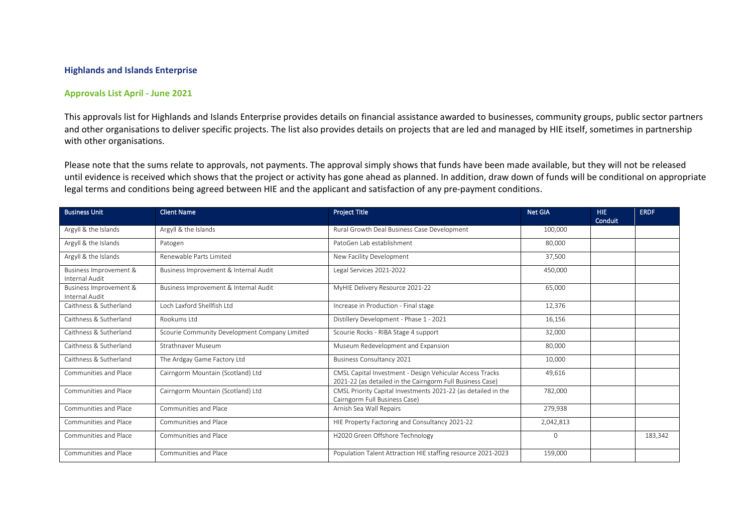## Highlands and Islands Enterprise

### Approvals List April - June 2021

This approvals list for Highlands and Islands Enterprise provides details on financial assistance awarded to businesses, community groups, public sector partners and other organisations to deliver specific projects. The list also provides details on projects that are led and managed by HIE itself, sometimes in partnership with other organisations.

Please note that the sums relate to approvals, not payments. The approval simply shows that funds have been made available, but they will not be released until evidence is received which shows that the project or activity has gone ahead as planned. In addition, draw down of funds will be conditional on appropriate legal terms and conditions being agreed between HIE and the applicant and satisfaction of any pre-payment conditions.

| Business Unit | Client Name | Project Title | Net GIA | HIE Conduit | ERDF |
|---|---|---|---|---|---|
| Argyll & the Islands | Argyll & the Islands | Rural Growth Deal Business Case Development | 100,000 | | |
| Argyll & the Islands | Patogen | PatoGen Lab establishment | 80,000 | | |
| Argyll & the Islands | Renewable Parts Limited | New Facility Development | 37,500 | | |
| Business Improvement & Internal Audit | Business Improvement & Internal Audit | Legal Services 2021-2022 | 450,000 | | |
| Business Improvement & Internal Audit | Business Improvement & Internal Audit | MyHIE Delivery Resource 2021-22 | 65,000 | | |
| Caithness & Sutherland | Loch Laxford Shellfish Ltd | Increase in Production - Final stage | 12,376 | | |
| Caithness & Sutherland | Rookums Ltd | Distillery Development - Phase 1 - 2021 | 16,156 | | |
| Caithness & Sutherland | Scourie Community Development Company Limited | Scourie Rocks - RIBA Stage 4 support | 32,000 | | |
| Caithness & Sutherland | Strathnaver Museum | Museum Redevelopment and Expansion | 80,000 | | |
| Caithness & Sutherland | The Ardgay Game Factory Ltd | Business Consultancy 2021 | 10,000 | | |
| Communities and Place | Cairngorm Mountain (Scotland) Ltd | CMSL Capital Investment - Design Vehicular Access Tracks 2021-22 (as detailed in the Cairngorm Full Business Case) | 49,616 | | |
| Communities and Place | Cairngorm Mountain (Scotland) Ltd | CMSL Priority Capital Investments 2021-22 (as detailed in the Cairngorm Full Business Case) | 782,000 | | |
| Communities and Place | Communities and Place | Arnish Sea Wall Repairs | 279,938 | | |
| Communities and Place | Communities and Place | HIE Property Factoring and Consultancy 2021-22 | 2,042,813 | | |
| Communities and Place | Communities and Place | H2020 Green Offshore Technology | 0 | | 183,342 |
| Communities and Place | Communities and Place | Population Talent Attraction HIE staffing resource 2021-2023 | 159,000 | | |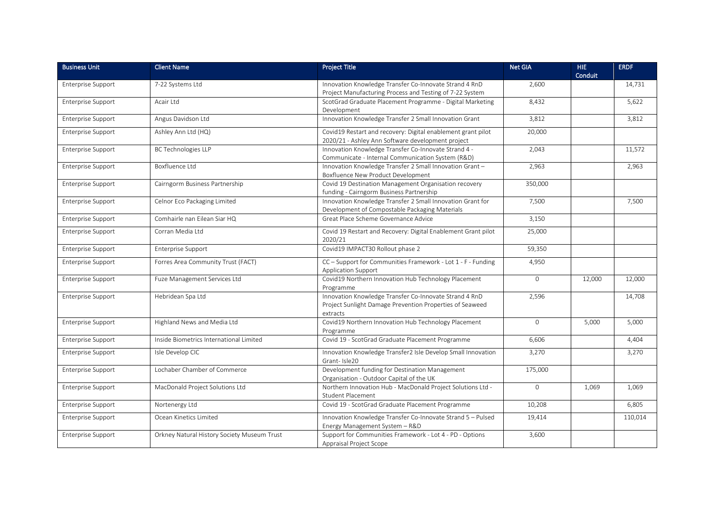| Business Unit | Client Name | Project Title | Net GIA | HIE Conduit | ERDF |
|---|---|---|---|---|---|
| Enterprise Support | 7-22 Systems Ltd | Innovation Knowledge Transfer Co-Innovate Strand 4 RnD Project Manufacturing Process and Testing of 7-22 System | 2,600 | | 14,731 |
| Enterprise Support | Acair Ltd | ScotGrad Graduate Placement Programme - Digital Marketing Development | 8,432 | | 5,622 |
| Enterprise Support | Angus Davidson Ltd | Innovation Knowledge Transfer 2 Small Innovation Grant | 3,812 | | 3,812 |
| Enterprise Support | Ashley Ann Ltd (HQ) | Covid19 Restart and recovery: Digital enablement grant pilot 2020/21 - Ashley Ann Software development project | 20,000 | | |
| Enterprise Support | BC Technologies LLP | Innovation Knowledge Transfer Co-Innovate Strand 4 - Communicate - Internal Communication System (R&D) | 2,043 | | 11,572 |
| Enterprise Support | Boxfluence Ltd | Innovation Knowledge Transfer 2 Small Innovation Grant – Boxfluence New Product Development | 2,963 | | 2,963 |
| Enterprise Support | Cairngorm Business Partnership | Covid 19 Destination Management Organisation recovery funding - Cairngorm Business Partnership | 350,000 | | |
| Enterprise Support | Celnor Eco Packaging Limited | Innovation Knowledge Transfer 2 Small Innovation Grant for Development of Compostable Packaging Materials | 7,500 | | 7,500 |
| Enterprise Support | Comhairle nan Eilean Siar HQ | Great Place Scheme Governance Advice | 3,150 | | |
| Enterprise Support | Corran Media Ltd | Covid 19 Restart and Recovery: Digital Enablement Grant pilot 2020/21 | 25,000 | | |
| Enterprise Support | Enterprise Support | Covid19 IMPACT30 Rollout phase 2 | 59,350 | | |
| Enterprise Support | Forres Area Community Trust (FACT) | CC – Support for Communities Framework - Lot 1 - F - Funding Application Support | 4,950 | | |
| Enterprise Support | Fuze Management Services Ltd | Covid19 Northern Innovation Hub Technology Placement Programme | 0 | 12,000 | 12,000 |
| Enterprise Support | Hebridean Spa Ltd | Innovation Knowledge Transfer Co-Innovate Strand 4 RnD Project Sunlight Damage Prevention Properties of Seaweed extracts | 2,596 | | 14,708 |
| Enterprise Support | Highland News and Media Ltd | Covid19 Northern Innovation Hub Technology Placement Programme | 0 | 5,000 | 5,000 |
| Enterprise Support | Inside Biometrics International Limited | Covid 19 - ScotGrad Graduate Placement Programme | 6,606 | | 4,404 |
| Enterprise Support | Isle Develop CIC | Innovation Knowledge Transfer2 Isle Develop Small Innovation Grant- Isle20 | 3,270 | | 3,270 |
| Enterprise Support | Lochaber Chamber of Commerce | Development funding for Destination Management Organisation - Outdoor Capital of the UK | 175,000 | | |
| Enterprise Support | MacDonald Project Solutions Ltd | Northern Innovation Hub - MacDonald Project Solutions Ltd - Student Placement | 0 | 1,069 | 1,069 |
| Enterprise Support | Nortenergy Ltd | Covid 19 - ScotGrad Graduate Placement Programme | 10,208 | | 6,805 |
| Enterprise Support | Ocean Kinetics Limited | Innovation Knowledge Transfer Co-Innovate Strand 5 – Pulsed Energy Management System – R&D | 19,414 | | 110,014 |
| Enterprise Support | Orkney Natural History Society Museum Trust | Support for Communities Framework - Lot 4 - PD - Options Appraisal Project Scope | 3,600 | | |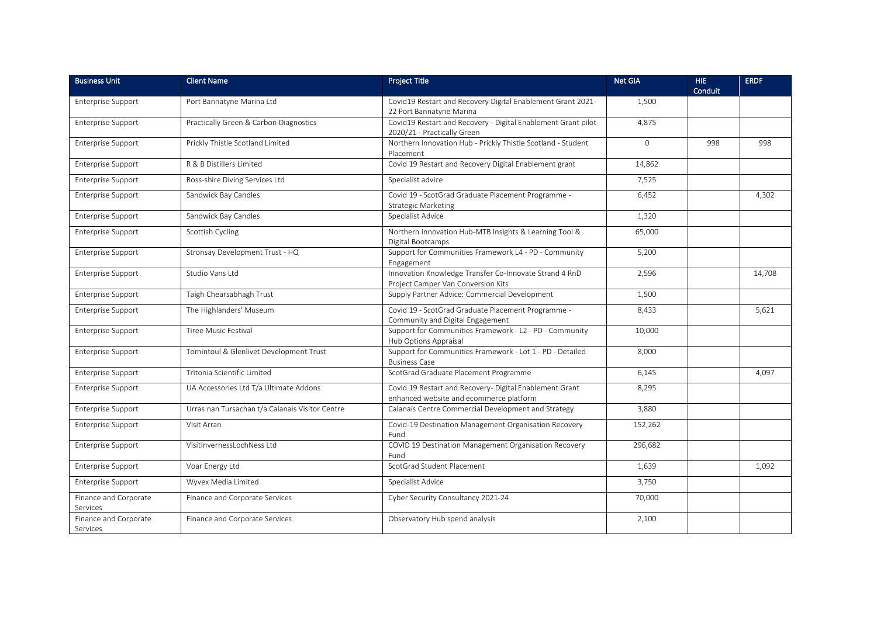| Business Unit | Client Name | Project Title | Net GIA | HIE Conduit | ERDF |
|---|---|---|---|---|---|
| Enterprise Support | Port Bannatyne Marina Ltd | Covid19 Restart and Recovery Digital Enablement Grant 2021-22 Port Bannatyne Marina | 1,500 | | |
| Enterprise Support | Practically Green & Carbon Diagnostics | Covid19 Restart and Recovery - Digital Enablement Grant pilot 2020/21 - Practically Green | 4,875 | | |
| Enterprise Support | Prickly Thistle Scotland Limited | Northern Innovation Hub - Prickly Thistle Scotland - Student Placement | 0 | 998 | 998 |
| Enterprise Support | R & B Distillers Limited | Covid 19 Restart and Recovery Digital Enablement grant | 14,862 | | |
| Enterprise Support | Ross-shire Diving Services Ltd | Specialist advice | 7,525 | | |
| Enterprise Support | Sandwick Bay Candles | Covid 19 - ScotGrad Graduate Placement Programme - Strategic Marketing | 6,452 | | 4,302 |
| Enterprise Support | Sandwick Bay Candles | Specialist Advice | 1,320 | | |
| Enterprise Support | Scottish Cycling | Northern Innovation Hub-MTB Insights & Learning Tool & Digital Bootcamps | 65,000 | | |
| Enterprise Support | Stronsay Development Trust - HQ | Support for Communities Framework L4 - PD - Community Engagement | 5,200 | | |
| Enterprise Support | Studio Vans Ltd | Innovation Knowledge Transfer Co-Innovate Strand 4 RnD Project Camper Van Conversion Kits | 2,596 | | 14,708 |
| Enterprise Support | Taigh Chearsabhagh Trust | Supply Partner Advice: Commercial Development | 1,500 | | |
| Enterprise Support | The Highlanders' Museum | Covid 19 - ScotGrad Graduate Placement Programme - Community and Digital Engagement | 8,433 | | 5,621 |
| Enterprise Support | Tiree Music Festival | Support for Communities Framework - L2 - PD - Community Hub Options Appraisal | 10,000 | | |
| Enterprise Support | Tomintoul & Glenlivet Development Trust | Support for Communities Framework - Lot 1 - PD - Detailed Business Case | 8,000 | | |
| Enterprise Support | Tritonia Scientific Limited | ScotGrad Graduate Placement Programme | 6,145 | | 4,097 |
| Enterprise Support | UA Accessories Ltd T/a Ultimate Addons | Covid 19 Restart and Recovery- Digital Enablement Grant enhanced website and ecommerce platform | 8,295 | | |
| Enterprise Support | Urras nan Tursachan t/a Calanais Visitor Centre | Calanais Centre Commercial Development and Strategy | 3,880 | | |
| Enterprise Support | Visit Arran | Covid-19 Destination Management Organisation Recovery Fund | 152,262 | | |
| Enterprise Support | VisitInvernessLochNess Ltd | COVID 19 Destination Management Organisation Recovery Fund | 296,682 | | |
| Enterprise Support | Voar Energy Ltd | ScotGrad Student Placement | 1,639 | | 1,092 |
| Enterprise Support | Wyvex Media Limited | Specialist Advice | 3,750 | | |
| Finance and Corporate Services | Finance and Corporate Services | Cyber Security Consultancy 2021-24 | 70,000 | | |
| Finance and Corporate Services | Finance and Corporate Services | Observatory Hub spend analysis | 2,100 | | |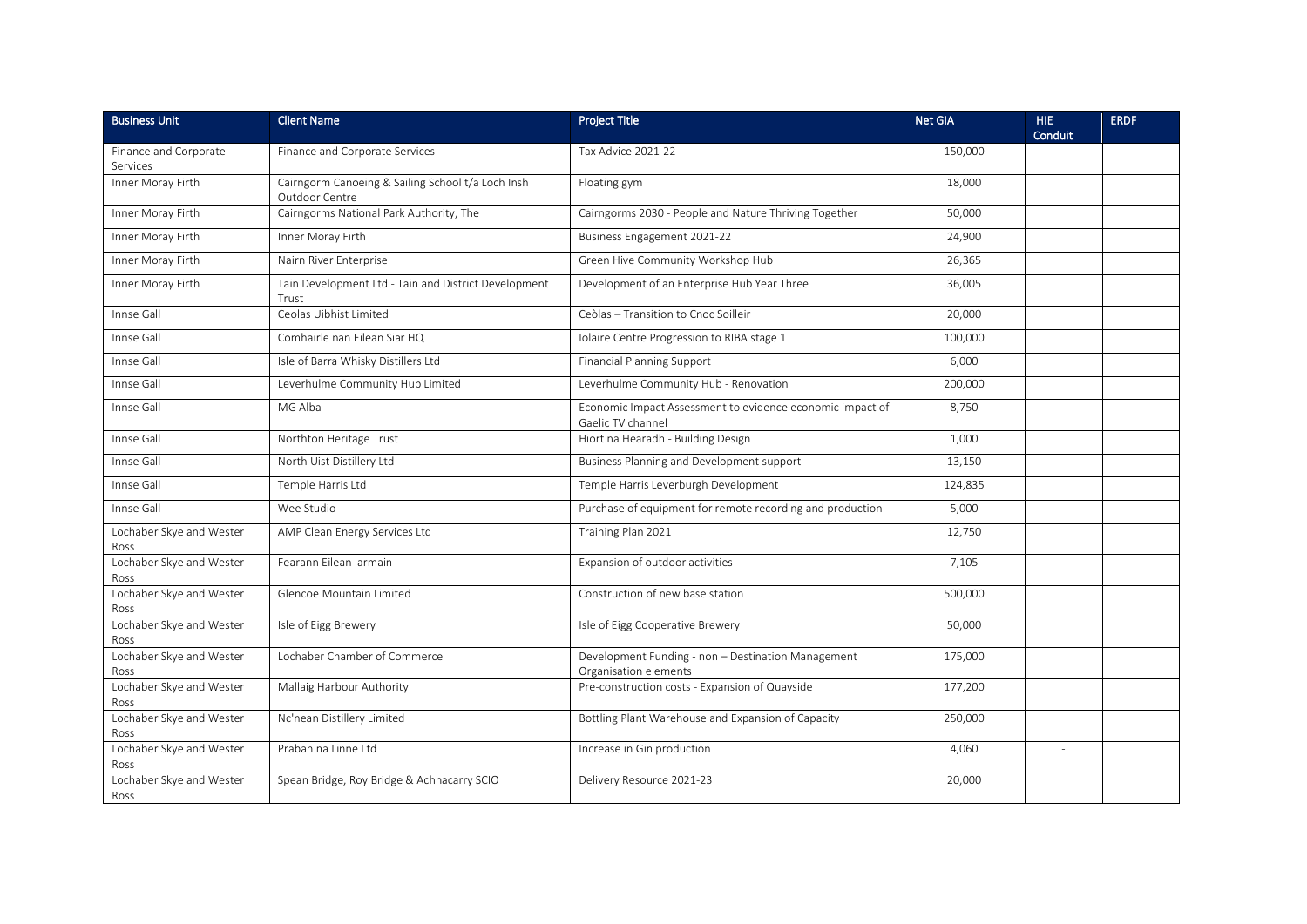| Business Unit | Client Name | Project Title | Net GIA | HIE Conduit | ERDF |
|---|---|---|---|---|---|
| Finance and Corporate Services | Finance and Corporate Services | Tax Advice 2021-22 | 150,000 | | |
| Inner Moray Firth | Cairngorm Canoeing & Sailing School t/a Loch Insh Outdoor Centre | Floating gym | 18,000 | | |
| Inner Moray Firth | Cairngorms National Park Authority, The | Cairngorms 2030 - People and Nature Thriving Together | 50,000 | | |
| Inner Moray Firth | Inner Moray Firth | Business Engagement 2021-22 | 24,900 | | |
| Inner Moray Firth | Nairn River Enterprise | Green Hive Community Workshop Hub | 26,365 | | |
| Inner Moray Firth | Tain Development Ltd - Tain and District Development Trust | Development of an Enterprise Hub Year Three | 36,005 | | |
| Innse Gall | Ceolas Uibhist Limited | Ceòlas – Transition to Cnoc Soilleir | 20,000 | | |
| Innse Gall | Comhairle nan Eilean Siar HQ | Iolaire Centre Progression to RIBA stage 1 | 100,000 | | |
| Innse Gall | Isle of Barra Whisky Distillers Ltd | Financial Planning Support | 6,000 | | |
| Innse Gall | Leverhulme Community Hub Limited | Leverhulme Community Hub - Renovation | 200,000 | | |
| Innse Gall | MG Alba | Economic Impact Assessment to evidence economic impact of Gaelic TV channel | 8,750 | | |
| Innse Gall | Northton Heritage Trust | Hiort na Hearadh - Building Design | 1,000 | | |
| Innse Gall | North Uist Distillery Ltd | Business Planning and Development support | 13,150 | | |
| Innse Gall | Temple Harris Ltd | Temple Harris Leverburgh Development | 124,835 | | |
| Innse Gall | Wee Studio | Purchase of equipment for remote recording and production | 5,000 | | |
| Lochaber Skye and Wester Ross | AMP Clean Energy Services Ltd | Training Plan 2021 | 12,750 | | |
| Lochaber Skye and Wester Ross | Fearann Eilean Iarmain | Expansion of outdoor activities | 7,105 | | |
| Lochaber Skye and Wester Ross | Glencoe Mountain Limited | Construction of new base station | 500,000 | | |
| Lochaber Skye and Wester Ross | Isle of Eigg Brewery | Isle of Eigg Cooperative Brewery | 50,000 | | |
| Lochaber Skye and Wester Ross | Lochaber Chamber of Commerce | Development Funding - non – Destination Management Organisation elements | 175,000 | | |
| Lochaber Skye and Wester Ross | Mallaig Harbour Authority | Pre-construction costs - Expansion of Quayside | 177,200 | | |
| Lochaber Skye and Wester Ross | Nc'nean Distillery Limited | Bottling Plant Warehouse and Expansion of Capacity | 250,000 | | |
| Lochaber Skye and Wester Ross | Praban na Linne Ltd | Increase in Gin production | 4,060 | - | |
| Lochaber Skye and Wester Ross | Spean Bridge, Roy Bridge & Achnacarry SCIO | Delivery Resource 2021-23 | 20,000 | | |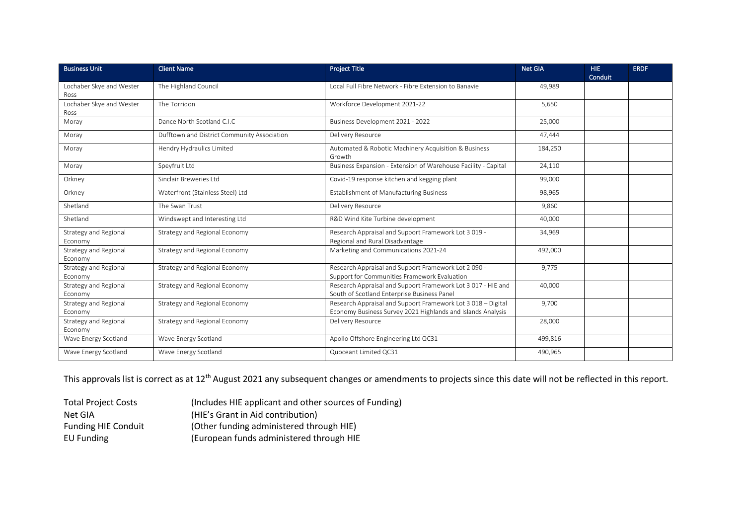| Business Unit | Client Name | Project Title | Net GIA | HIE Conduit | ERDF |
|---|---|---|---|---|---|
| Lochaber Skye and Wester Ross | The Highland Council | Local Full Fibre Network - Fibre Extension to Banavie | 49,989 | | |
| Lochaber Skye and Wester Ross | The Torridon | Workforce Development 2021-22 | 5,650 | | |
| Moray | Dance North Scotland C.I.C | Business Development 2021 - 2022 | 25,000 | | |
| Moray | Dufftown and District Community Association | Delivery Resource | 47,444 | | |
| Moray | Hendry Hydraulics Limited | Automated & Robotic Machinery Acquisition & Business Growth | 184,250 | | |
| Moray | Speyfruit Ltd | Business Expansion - Extension of Warehouse Facility - Capital | 24,110 | | |
| Orkney | Sinclair Breweries Ltd | Covid-19 response kitchen and kegging plant | 99,000 | | |
| Orkney | Waterfront (Stainless Steel) Ltd | Establishment of Manufacturing Business | 98,965 | | |
| Shetland | The Swan Trust | Delivery Resource | 9,860 | | |
| Shetland | Windswept and Interesting Ltd | R&D Wind Kite Turbine development | 40,000 | | |
| Strategy and Regional Economy | Strategy and Regional Economy | Research Appraisal and Support Framework Lot 3 019 - Regional and Rural Disadvantage | 34,969 | | |
| Strategy and Regional Economy | Strategy and Regional Economy | Marketing and Communications 2021-24 | 492,000 | | |
| Strategy and Regional Economy | Strategy and Regional Economy | Research Appraisal and Support Framework Lot 2 090 - Support for Communities Framework Evaluation | 9,775 | | |
| Strategy and Regional Economy | Strategy and Regional Economy | Research Appraisal and Support Framework Lot 3 017 - HIE and South of Scotland Enterprise Business Panel | 40,000 | | |
| Strategy and Regional Economy | Strategy and Regional Economy | Research Appraisal and Support Framework Lot 3 018 – Digital Economy Business Survey 2021 Highlands and Islands Analysis | 9,700 | | |
| Strategy and Regional Economy | Strategy and Regional Economy | Delivery Resource | 28,000 | | |
| Wave Energy Scotland | Wave Energy Scotland | Apollo Offshore Engineering Ltd QC31 | 499,816 | | |
| Wave Energy Scotland | Wave Energy Scotland | Quoceant Limited QC31 | 490,965 | | |

This approvals list is correct as at 12th August 2021 any subsequent changes or amendments to projects since this date will not be reflected in this report.

| | |
|---|---|
| Total Project Costs | (Includes HIE applicant and other sources of Funding) |
| Net GIA | (HIE's Grant in Aid contribution) |
| Funding HIE Conduit | (Other funding administered through HIE) |
| EU Funding | (European funds administered through HIE |